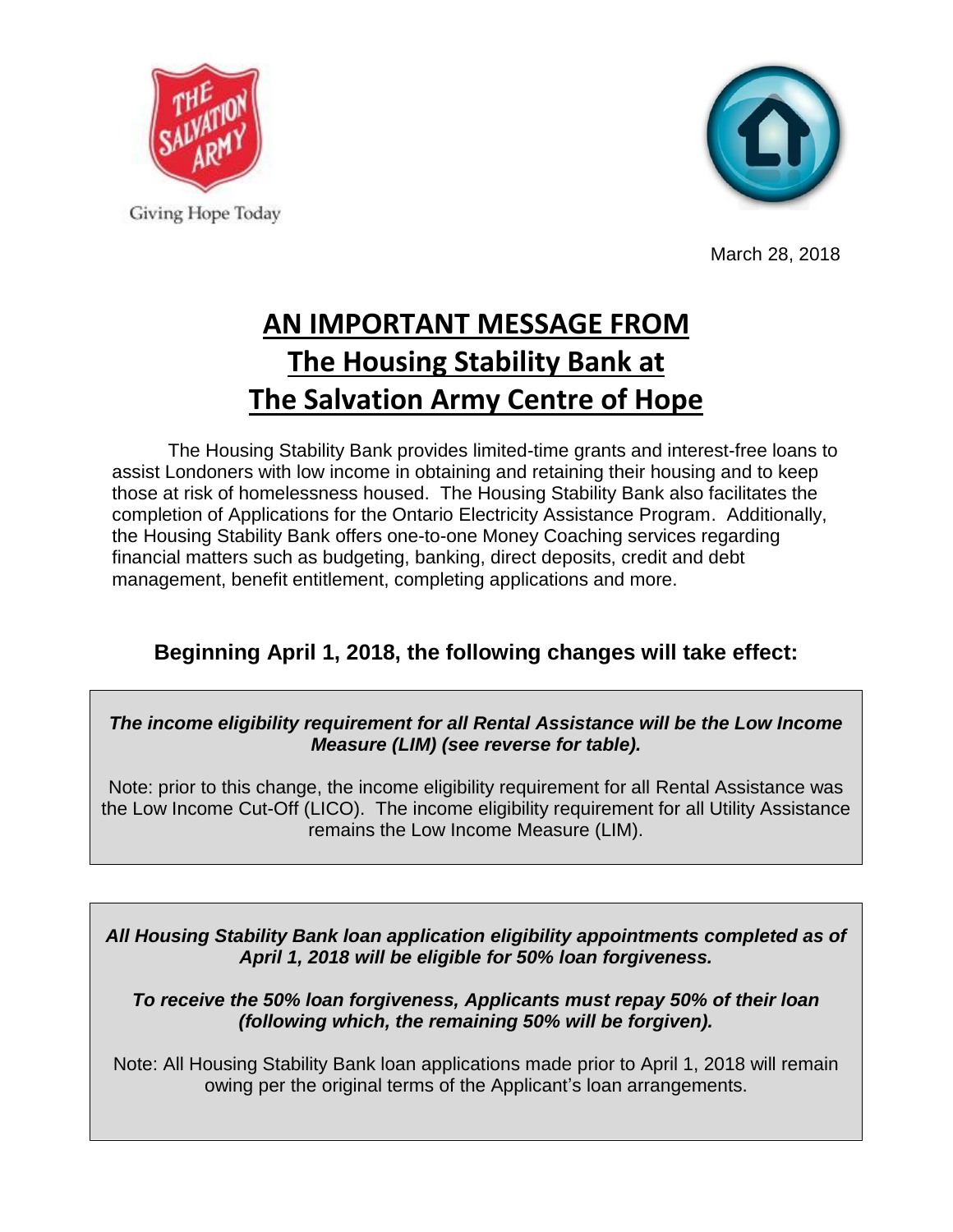Giving Hope Today

March 28, 2018

# AN IMPORTANT MESSAGE FROM The Housing Stability Bank at The Salvation Army Centre of Hope

The Housing Stability Bank provides limited-time grants and interest-free loans to assist Londoners with low income in obtaining and retaining their housing and to keep those at risk of homelessness housed. The Housing Stability Bank also facilitates the completion of Applications for the Ontario Electricity Assistance Program. Additionally, the Housing Stability Bank offers one-to-one Money Coaching services regarding financial matters such as budgeting, banking, direct deposits, credit and debt management, benefit entitlement, completing applications and more.

## Beginning April 1, 2018, the following changes will take effect:

***The income eligibility requirement for all Rental Assistance will be the Low Income Measure (LIM) (see reverse for table).***

Note: prior to this change, the income eligibility requirement for all Rental Assistance was the Low Income Cut-Off (LICO). The income eligibility requirement for all Utility Assistance remains the Low Income Measure (LIM).

***All Housing Stability Bank loan application eligibility appointments completed as of April 1, 2018 will be eligible for 50% loan forgiveness.***

***To receive the 50% loan forgiveness, Applicants must repay 50% of their loan (following which, the remaining 50% will be forgiven).***

Note: All Housing Stability Bank loan applications made prior to April 1, 2018 will remain owing per the original terms of the Applicant's loan arrangements.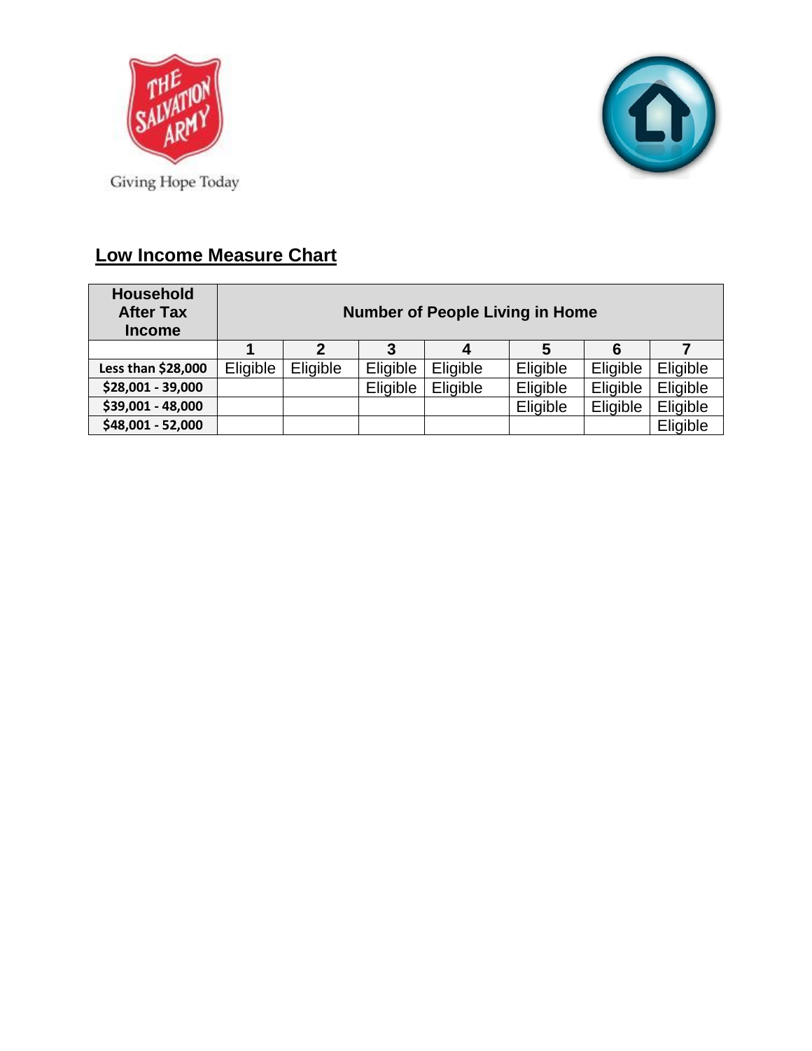Giving Hope Today

## Low Income Measure Chart

| Household After Tax Income | Number of People Living in Home | | | | | | |
|---|---|---|---|---|---|---|---|
| | 1 | 2 | 3 | 4 | 5 | 6 | 7 |
| Less than $28,000 | Eligible | Eligible | Eligible | Eligible | Eligible | Eligible | Eligible |
| $28,001 - 39,000 | | | Eligible | Eligible | Eligible | Eligible | Eligible |
| $39,001 - 48,000 | | | | | Eligible | Eligible | Eligible |
| $48,001 - 52,000 | | | | | | | Eligible |